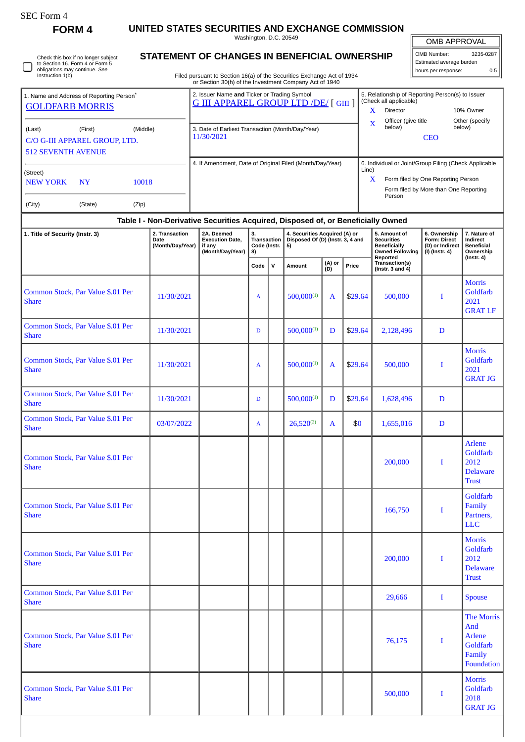SEC Form 4

**FORM 4**

# UNITED STATES SECURITIES AND EXCHANGE COMMISSION

Washington, D.C. 20549

## STATEMENT OF CHANGES IN BENEFICIAL OWNERSHIP

Filed pursuant to Section 16(a) of the Securities Exchange Act of 1934 or Section 30(h) of the Investment Company Act of 1940

| OMB APPROVAL | |
|---|---|
| OMB Number: | 3235-0287 |
| Estimated average burden | |
| hours per response: | 0.5 |

☐ Check this box if no longer subject to Section 16. Form 4 or Form 5 obligations may continue. *See* Instruction 1(b).

**1. Name and Address of Reporting Person***

GOLDFARB MORRIS

(Last) (First) (Middle)

C/O G-III APPAREL GROUP, LTD.
512 SEVENTH AVENUE

(Street)

NEW YORK NY 10018

(City) (State) (Zip)

**2. Issuer Name and Ticker or Trading Symbol**

G III APPAREL GROUP LTD /DE/ [ GIII ]

**3. Date of Earliest Transaction (Month/Day/Year)**

11/30/2021

**4. If Amendment, Date of Original Filed (Month/Day/Year)**

**5. Relationship of Reporting Person(s) to Issuer (Check all applicable)**

- X Director
- 10% Owner
- X Officer (give title below)
- Other (specify below)

CEO

**6. Individual or Joint/Group Filing (Check Applicable Line)**

- X Form filed by One Reporting Person
- Form filed by More than One Reporting Person

### Table I - Non-Derivative Securities Acquired, Disposed of, or Beneficially Owned

| 1. Title of Security (Instr. 3) | 2. Transaction Date (Month/Day/Year) | 2A. Deemed Execution Date, if any (Month/Day/Year) | 3. Transaction Code (Instr. 8) | | 4. Securities Acquired (A) or Disposed Of (D) (Instr. 3, 4 and 5) | | | 5. Amount of Securities Beneficially Owned Following Reported Transaction(s) (Instr. 3 and 4) | 6. Ownership Form: Direct (D) or Indirect (I) (Instr. 4) | 7. Nature of Indirect Beneficial Ownership (Instr. 4) |
|---|---|---|---|---|---|---|---|---|---|---|
| | | | Code | V | Amount | (A) or (D) | Price | | | |
| Common Stock, Par Value $.01 Per Share | 11/30/2021 | | A | | 500,000[(1)] | A | $29.64 | 500,000 | I | Morris Goldfarb 2021 GRAT LF |
| Common Stock, Par Value $.01 Per Share | 11/30/2021 | | D | | 500,000[(1)] | D | $29.64 | 2,128,496 | D | |
| Common Stock, Par Value $.01 Per Share | 11/30/2021 | | A | | 500,000[(1)] | A | $29.64 | 500,000 | I | Morris Goldfarb 2021 GRAT JG |
| Common Stock, Par Value $.01 Per Share | 11/30/2021 | | D | | 500,000[(1)] | D | $29.64 | 1,628,496 | D | |
| Common Stock, Par Value $.01 Per Share | 03/07/2022 | | A | | 26,520[(2)] | A | $0 | 1,655,016 | D | |
| Common Stock, Par Value $.01 Per Share | | | | | | | | 200,000 | I | Arlene Goldfarb 2012 Delaware Trust |
| Common Stock, Par Value $.01 Per Share | | | | | | | | 166,750 | I | Goldfarb Family Partners, LLC |
| Common Stock, Par Value $.01 Per Share | | | | | | | | 200,000 | I | Morris Goldfarb 2012 Delaware Trust |
| Common Stock, Par Value $.01 Per Share | | | | | | | | 29,666 | I | Spouse |
| Common Stock, Par Value $.01 Per Share | | | | | | | | 76,175 | I | The Morris And Arlene Goldfarb Family Foundation |
| Common Stock, Par Value $.01 Per Share | | | | | | | | 500,000 | I | Morris Goldfarb 2018 GRAT JG |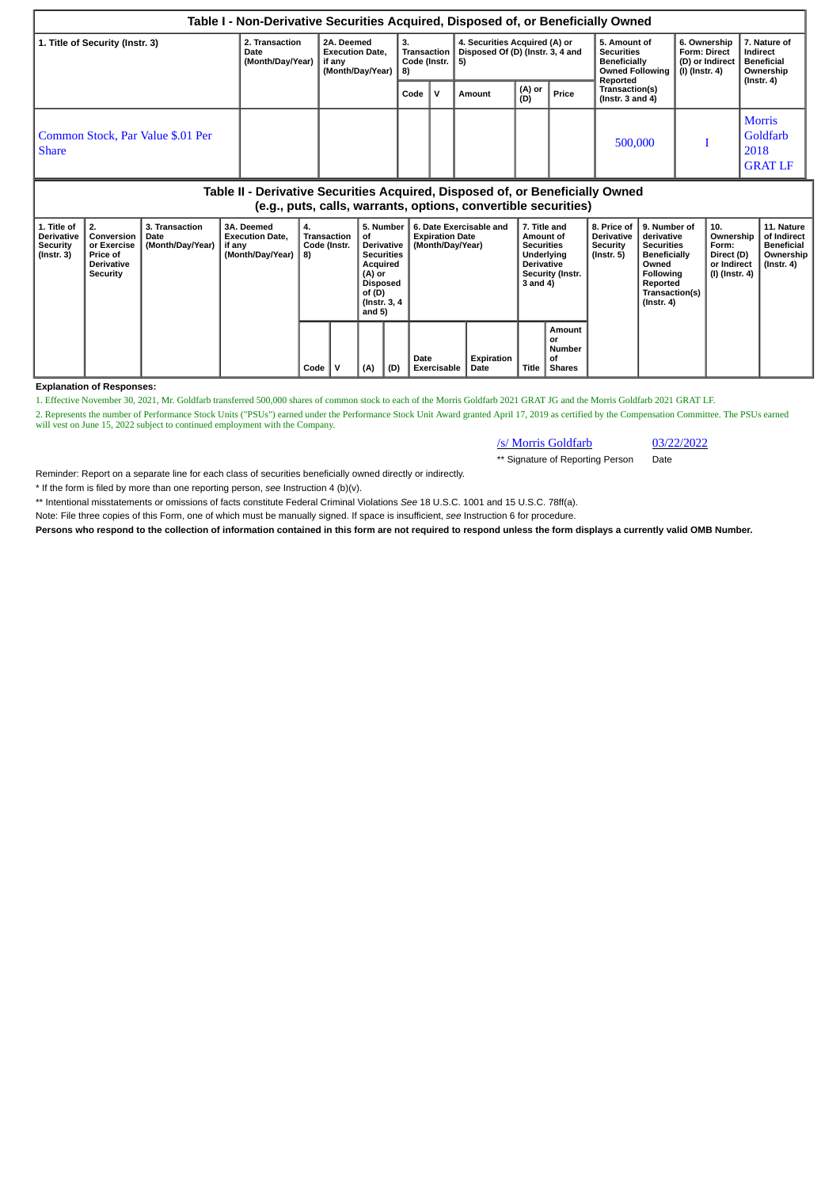| Table I - Non-Derivative Securities Acquired, Disposed of, or Beneficially Owned | | | | | | | | | | |
|---|---|---|---|---|---|---|---|---|---|---|
| 1. Title of Security (Instr. 3) | 2. Transaction Date (Month/Day/Year) | 2A. Deemed Execution Date, if any (Month/Day/Year) | 3. Transaction Code (Instr. 8) | | 4. Securities Acquired (A) or Disposed Of (D) (Instr. 3, 4 and 5) | | | 5. Amount of Securities Beneficially Owned Following Reported Transaction(s) (Instr. 3 and 4) | 6. Ownership Form: Direct (D) or Indirect (I) (Instr. 4) | 7. Nature of Indirect Beneficial Ownership (Instr. 4) |
| | | | Code | V | Amount | (A) or (D) | Price | | | |
| Common Stock, Par Value $.01 Per Share | | | | | | | | 500,000 | I | Morris Goldfarb 2018 GRAT LF |

| Table II - Derivative Securities Acquired, Disposed of, or Beneficially Owned (e.g., puts, calls, warrants, options, convertible securities) | | | | | | | | | | | | | | |
|---|---|---|---|---|---|---|---|---|---|---|---|---|---|---|
| 1. Title of Derivative Security (Instr. 3) | 2. Conversion or Exercise Price of Derivative Security | 3. Transaction Date (Month/Day/Year) | 3A. Deemed Execution Date, if any (Month/Day/Year) | 4. Transaction Code (Instr. 8) | | 5. Number of Derivative Securities Acquired (A) or Disposed of (D) (Instr. 3, 4 and 5) | | 6. Date Exercisable and Expiration Date (Month/Day/Year) | | 7. Title and Amount of Securities Underlying Derivative Security (Instr. 3 and 4) | | 8. Price of Derivative Security (Instr. 5) | 9. Number of derivative Securities Beneficially Owned Following Reported Transaction(s) (Instr. 4) | 10. Ownership Form: Direct (D) or Indirect (I) (Instr. 4) | 11. Nature of Indirect Beneficial Ownership (Instr. 4) |
| | | | | Code | V | (A) | (D) | Date Exercisable | Expiration Date | Title | Amount or Number of Shares | | | | |

**Explanation of Responses:**

1. Effective November 30, 2021, Mr. Goldfarb transferred 500,000 shares of common stock to each of the Morris Goldfarb 2021 GRAT JG and the Morris Goldfarb 2021 GRAT LF.

2. Represents the number of Performance Stock Units ("PSUs") earned under the Performance Stock Unit Award granted April 17, 2019 as certified by the Compensation Committee. The PSUs earned will vest on June 15, 2022 subject to continued employment with the Company.

/s/ Morris Goldfarb — 03/22/2022

** Signature of Reporting Person — Date

Reminder: Report on a separate line for each class of securities beneficially owned directly or indirectly.

* If the form is filed by more than one reporting person, *see* Instruction 4 (b)(v).

** Intentional misstatements or omissions of facts constitute Federal Criminal Violations *See* 18 U.S.C. 1001 and 15 U.S.C. 78ff(a).

Note: File three copies of this Form, one of which must be manually signed. If space is insufficient, *see* Instruction 6 for procedure.

**Persons who respond to the collection of information contained in this form are not required to respond unless the form displays a currently valid OMB Number.**